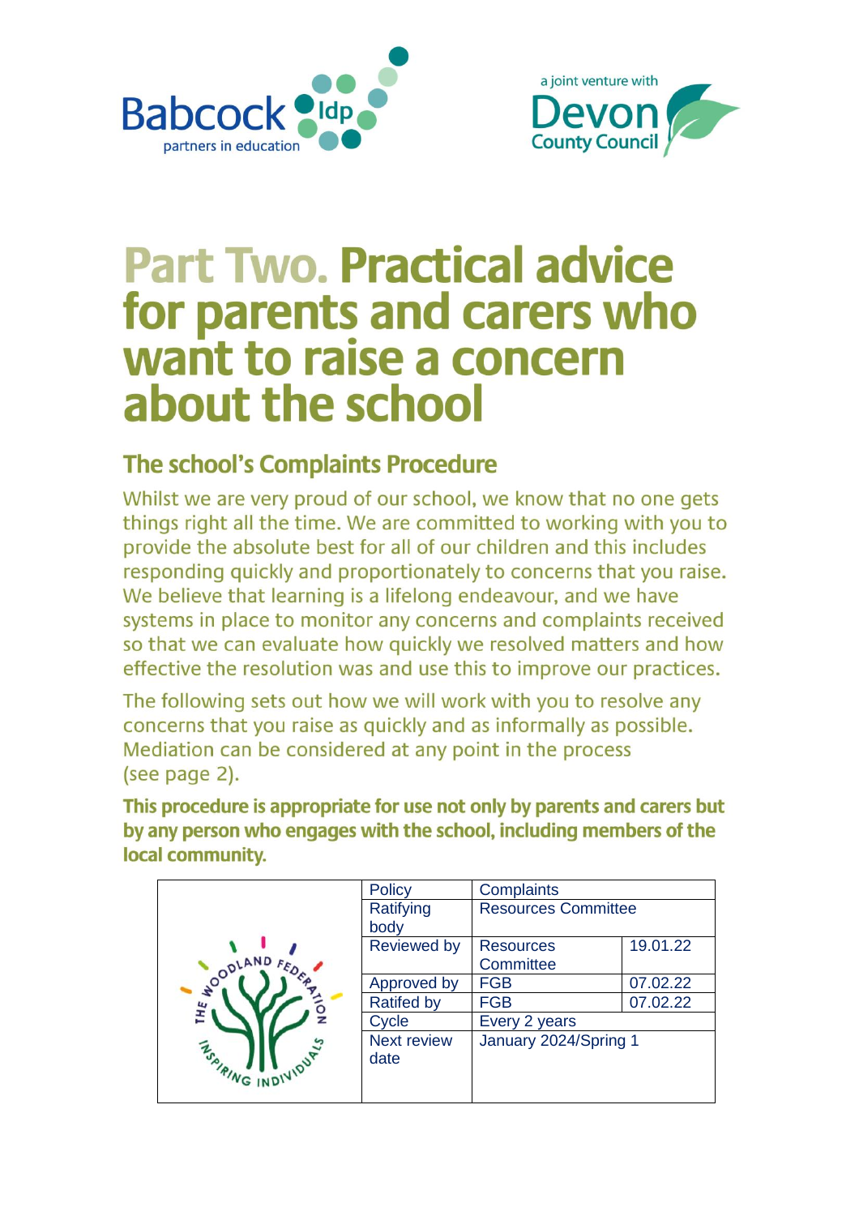# Part Two. Practical advice for parents and carers who want to raise a concern about the school

## The school's Complaints Procedure

Whilst we are very proud of our school, we know that no one gets things right all the time. We are committed to working with you to provide the absolute best for all of our children and this includes responding quickly and proportionately to concerns that you raise. We believe that learning is a lifelong endeavour, and we have systems in place to monitor any concerns and complaints received so that we can evaluate how quickly we resolved matters and how effective the resolution was and use this to improve our practices.

The following sets out how we will work with you to resolve any concerns that you raise as quickly and as informally as possible. Mediation can be considered at any point in the process (see page 2).

**This procedure is appropriate for use not only by parents and carers but by any person who engages with the school, including members of the local community.**

| Policy | Complaints | |
|---|---|---|
| Ratifying body | Resources Committee | |
| Reviewed by | Resources Committee | 19.01.22 |
| Approved by | FGB | 07.02.22 |
| Ratified by | FGB | 07.02.22 |
| Cycle | Every 2 years | |
| Next review date | January 2024/Spring 1 | |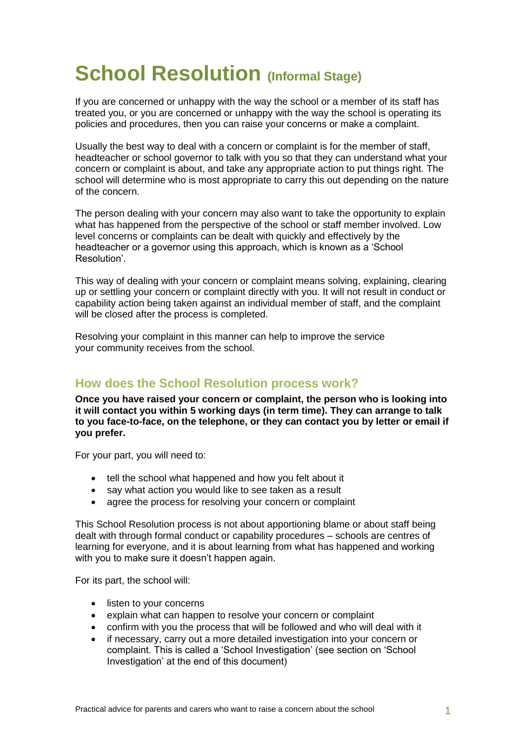# School Resolution (Informal Stage)

If you are concerned or unhappy with the way the school or a member of its staff has treated you, or you are concerned or unhappy with the way the school is operating its policies and procedures, then you can raise your concerns or make a complaint.

Usually the best way to deal with a concern or complaint is for the member of staff, headteacher or school governor to talk with you so that they can understand what your concern or complaint is about, and take any appropriate action to put things right. The school will determine who is most appropriate to carry this out depending on the nature of the concern.

The person dealing with your concern may also want to take the opportunity to explain what has happened from the perspective of the school or staff member involved. Low level concerns or complaints can be dealt with quickly and effectively by the headteacher or a governor using this approach, which is known as a 'School Resolution'.

This way of dealing with your concern or complaint means solving, explaining, clearing up or settling your concern or complaint directly with you. It will not result in conduct or capability action being taken against an individual member of staff, and the complaint will be closed after the process is completed.

Resolving your complaint in this manner can help to improve the service your community receives from the school.

## How does the School Resolution process work?

**Once you have raised your concern or complaint, the person who is looking into it will contact you within 5 working days (in term time). They can arrange to talk to you face-to-face, on the telephone, or they can contact you by letter or email if you prefer.**

For your part, you will need to:

- tell the school what happened and how you felt about it
- say what action you would like to see taken as a result
- agree the process for resolving your concern or complaint

This School Resolution process is not about apportioning blame or about staff being dealt with through formal conduct or capability procedures – schools are centres of learning for everyone, and it is about learning from what has happened and working with you to make sure it doesn't happen again.

For its part, the school will:

- listen to your concerns
- explain what can happen to resolve your concern or complaint
- confirm with you the process that will be followed and who will deal with it
- if necessary, carry out a more detailed investigation into your concern or complaint. This is called a 'School Investigation' (see section on 'School Investigation' at the end of this document)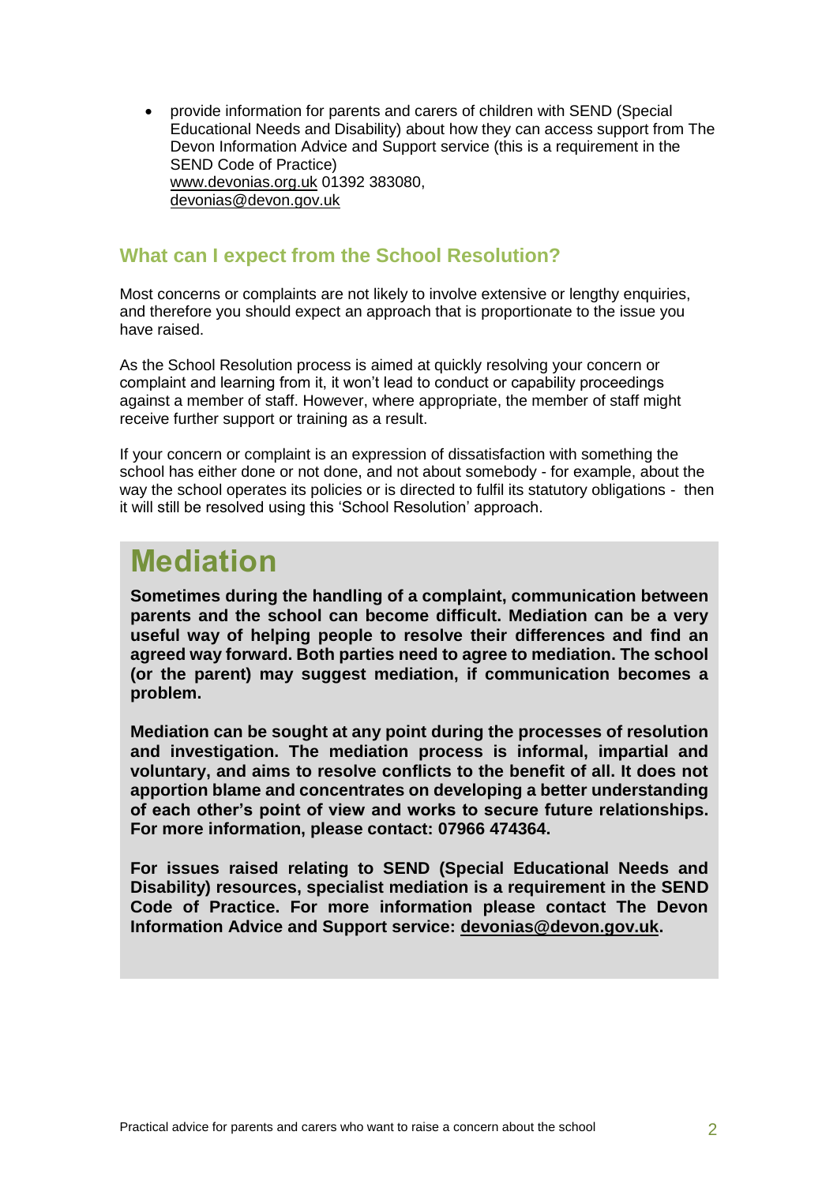- provide information for parents and carers of children with SEND (Special Educational Needs and Disability) about how they can access support from The Devon Information Advice and Support service (this is a requirement in the SEND Code of Practice)
  www.devonias.org.uk 01392 383080,
  devonias@devon.gov.uk

### What can I expect from the School Resolution?

Most concerns or complaints are not likely to involve extensive or lengthy enquiries, and therefore you should expect an approach that is proportionate to the issue you have raised.

As the School Resolution process is aimed at quickly resolving your concern or complaint and learning from it, it won't lead to conduct or capability proceedings against a member of staff. However, where appropriate, the member of staff might receive further support or training as a result.

If your concern or complaint is an expression of dissatisfaction with something the school has either done or not done, and not about somebody - for example, about the way the school operates its policies or is directed to fulfil its statutory obligations - then it will still be resolved using this 'School Resolution' approach.

## Mediation

**Sometimes during the handling of a complaint, communication between parents and the school can become difficult. Mediation can be a very useful way of helping people to resolve their differences and find an agreed way forward. Both parties need to agree to mediation. The school (or the parent) may suggest mediation, if communication becomes a problem.**

**Mediation can be sought at any point during the processes of resolution and investigation. The mediation process is informal, impartial and voluntary, and aims to resolve conflicts to the benefit of all. It does not apportion blame and concentrates on developing a better understanding of each other's point of view and works to secure future relationships. For more information, please contact: 07966 474364.**

**For issues raised relating to SEND (Special Educational Needs and Disability) resources, specialist mediation is a requirement in the SEND Code of Practice. For more information please contact The Devon Information Advice and Support service: devonias@devon.gov.uk.**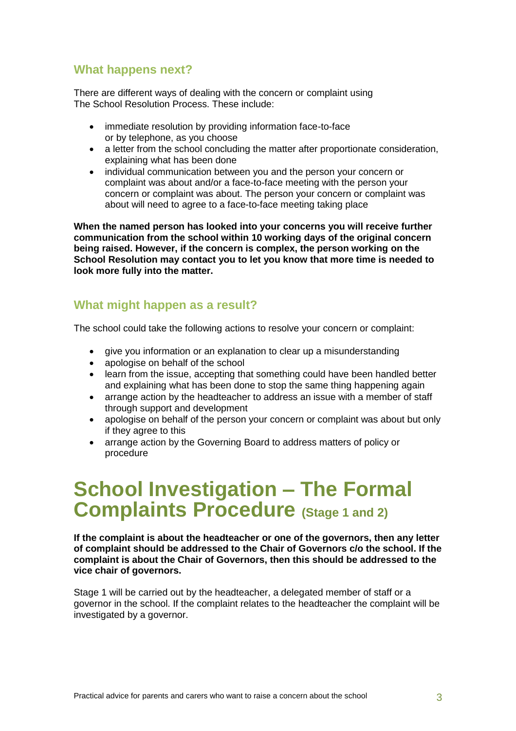## What happens next?

There are different ways of dealing with the concern or complaint using The School Resolution Process. These include:

- immediate resolution by providing information face-to-face or by telephone, as you choose
- a letter from the school concluding the matter after proportionate consideration, explaining what has been done
- individual communication between you and the person your concern or complaint was about and/or a face-to-face meeting with the person your concern or complaint was about. The person your concern or complaint was about will need to agree to a face-to-face meeting taking place

**When the named person has looked into your concerns you will receive further communication from the school within 10 working days of the original concern being raised. However, if the concern is complex, the person working on the School Resolution may contact you to let you know that more time is needed to look more fully into the matter.**

## What might happen as a result?

The school could take the following actions to resolve your concern or complaint:

- give you information or an explanation to clear up a misunderstanding
- apologise on behalf of the school
- learn from the issue, accepting that something could have been handled better and explaining what has been done to stop the same thing happening again
- arrange action by the headteacher to address an issue with a member of staff through support and development
- apologise on behalf of the person your concern or complaint was about but only if they agree to this
- arrange action by the Governing Board to address matters of policy or procedure

# School Investigation – The Formal Complaints Procedure (Stage 1 and 2)

**If the complaint is about the headteacher or one of the governors, then any letter of complaint should be addressed to the Chair of Governors c/o the school. If the complaint is about the Chair of Governors, then this should be addressed to the vice chair of governors.**

Stage 1 will be carried out by the headteacher, a delegated member of staff or a governor in the school. If the complaint relates to the headteacher the complaint will be investigated by a governor.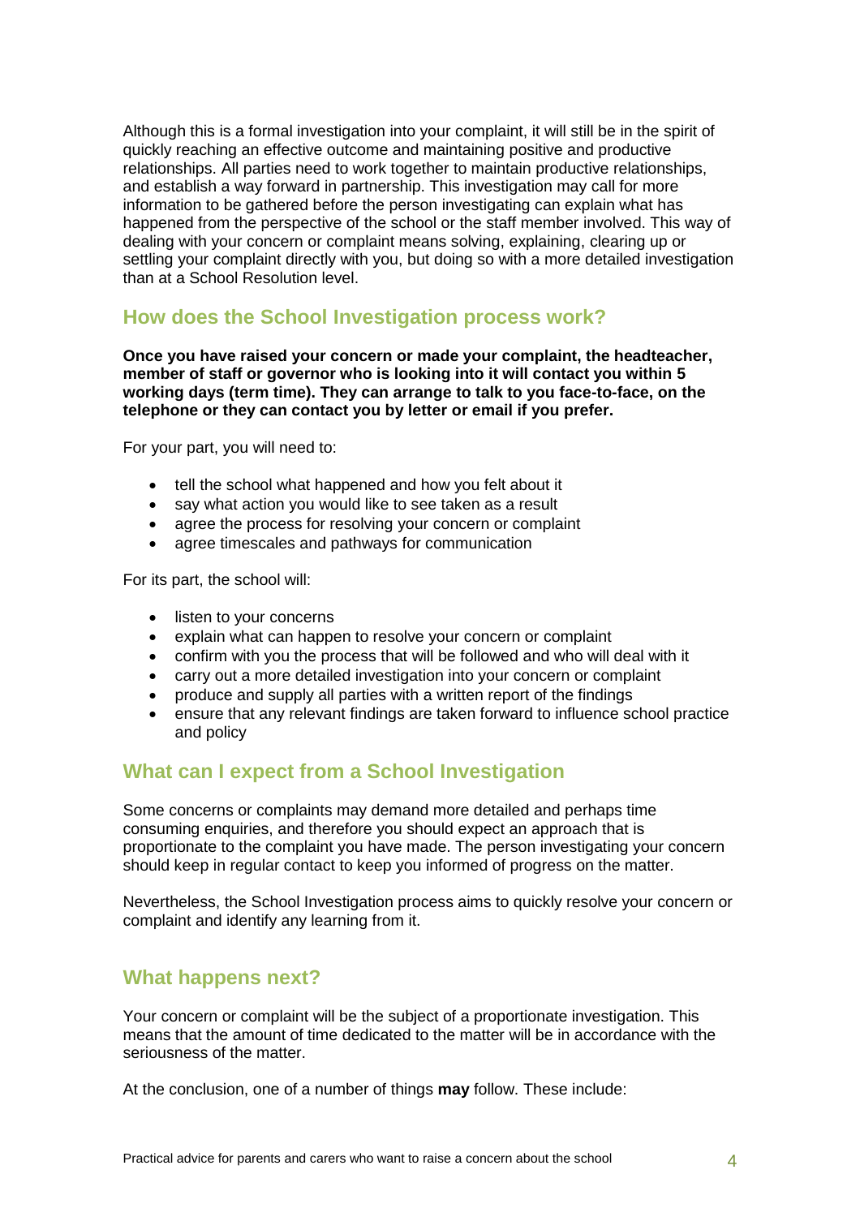Although this is a formal investigation into your complaint, it will still be in the spirit of quickly reaching an effective outcome and maintaining positive and productive relationships. All parties need to work together to maintain productive relationships, and establish a way forward in partnership. This investigation may call for more information to be gathered before the person investigating can explain what has happened from the perspective of the school or the staff member involved. This way of dealing with your concern or complaint means solving, explaining, clearing up or settling your complaint directly with you, but doing so with a more detailed investigation than at a School Resolution level.

## How does the School Investigation process work?

**Once you have raised your concern or made your complaint, the headteacher, member of staff or governor who is looking into it will contact you within 5 working days (term time). They can arrange to talk to you face-to-face, on the telephone or they can contact you by letter or email if you prefer.**

For your part, you will need to:

- tell the school what happened and how you felt about it
- say what action you would like to see taken as a result
- agree the process for resolving your concern or complaint
- agree timescales and pathways for communication

For its part, the school will:

- listen to your concerns
- explain what can happen to resolve your concern or complaint
- confirm with you the process that will be followed and who will deal with it
- carry out a more detailed investigation into your concern or complaint
- produce and supply all parties with a written report of the findings
- ensure that any relevant findings are taken forward to influence school practice and policy

## What can I expect from a School Investigation

Some concerns or complaints may demand more detailed and perhaps time consuming enquiries, and therefore you should expect an approach that is proportionate to the complaint you have made. The person investigating your concern should keep in regular contact to keep you informed of progress on the matter.

Nevertheless, the School Investigation process aims to quickly resolve your concern or complaint and identify any learning from it.

## What happens next?

Your concern or complaint will be the subject of a proportionate investigation. This means that the amount of time dedicated to the matter will be in accordance with the seriousness of the matter.

At the conclusion, one of a number of things **may** follow. These include: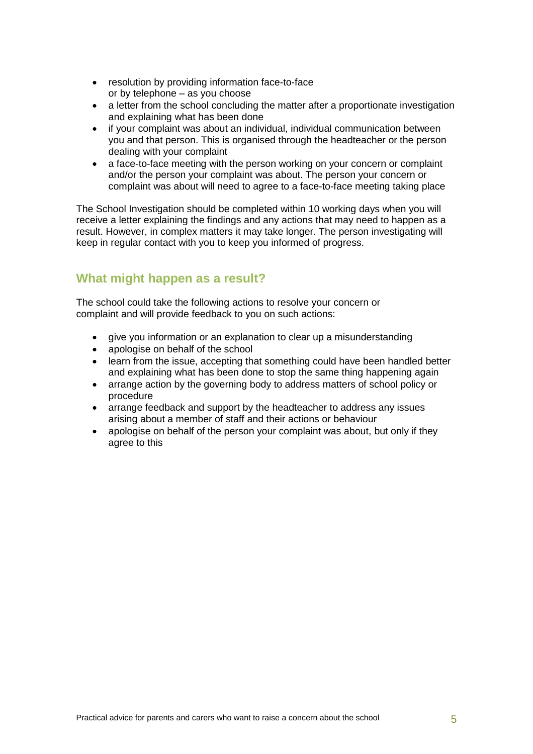- resolution by providing information face-to-face or by telephone – as you choose
- a letter from the school concluding the matter after a proportionate investigation and explaining what has been done
- if your complaint was about an individual, individual communication between you and that person. This is organised through the headteacher or the person dealing with your complaint
- a face-to-face meeting with the person working on your concern or complaint and/or the person your complaint was about. The person your concern or complaint was about will need to agree to a face-to-face meeting taking place

The School Investigation should be completed within 10 working days when you will receive a letter explaining the findings and any actions that may need to happen as a result. However, in complex matters it may take longer. The person investigating will keep in regular contact with you to keep you informed of progress.

## What might happen as a result?

The school could take the following actions to resolve your concern or complaint and will provide feedback to you on such actions:

- give you information or an explanation to clear up a misunderstanding
- apologise on behalf of the school
- learn from the issue, accepting that something could have been handled better and explaining what has been done to stop the same thing happening again
- arrange action by the governing body to address matters of school policy or procedure
- arrange feedback and support by the headteacher to address any issues arising about a member of staff and their actions or behaviour
- apologise on behalf of the person your complaint was about, but only if they agree to this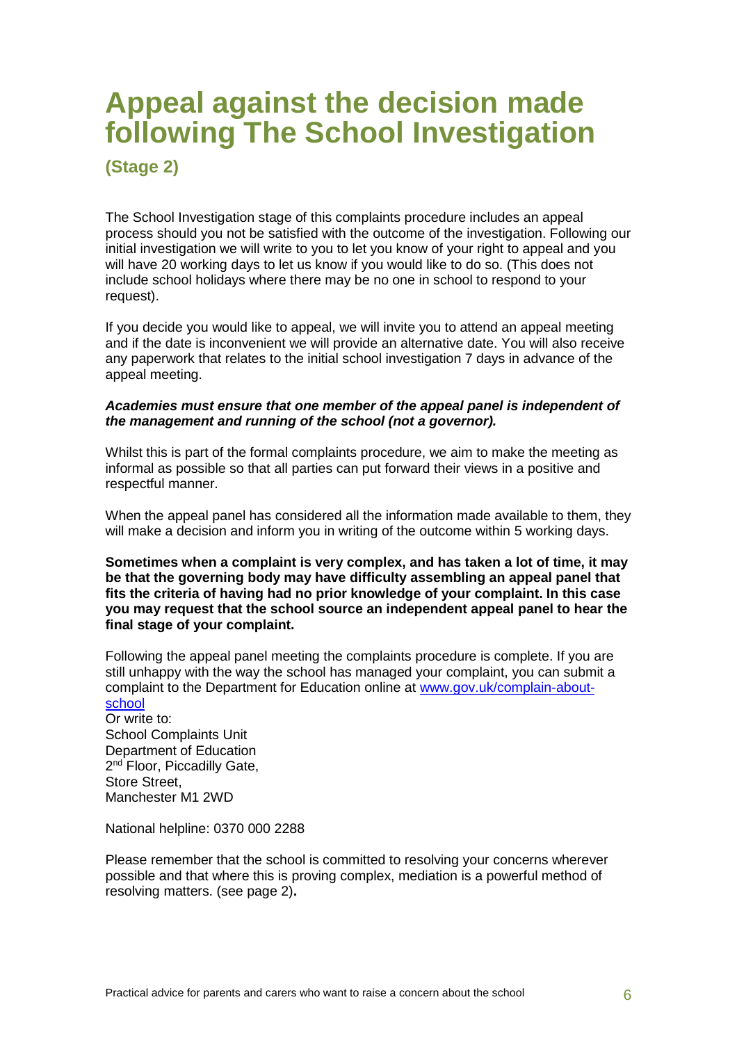# Appeal against the decision made following The School Investigation

## (Stage 2)

The School Investigation stage of this complaints procedure includes an appeal process should you not be satisfied with the outcome of the investigation. Following our initial investigation we will write to you to let you know of your right to appeal and you will have 20 working days to let us know if you would like to do so. (This does not include school holidays where there may be no one in school to respond to your request).

If you decide you would like to appeal, we will invite you to attend an appeal meeting and if the date is inconvenient we will provide an alternative date. You will also receive any paperwork that relates to the initial school investigation 7 days in advance of the appeal meeting.

***Academies must ensure that one member of the appeal panel is independent of the management and running of the school (not a governor).***

Whilst this is part of the formal complaints procedure, we aim to make the meeting as informal as possible so that all parties can put forward their views in a positive and respectful manner.

When the appeal panel has considered all the information made available to them, they will make a decision and inform you in writing of the outcome within 5 working days.

**Sometimes when a complaint is very complex, and has taken a lot of time, it may be that the governing body may have difficulty assembling an appeal panel that fits the criteria of having had no prior knowledge of your complaint. In this case you may request that the school source an independent appeal panel to hear the final stage of your complaint.**

Following the appeal panel meeting the complaints procedure is complete. If you are still unhappy with the way the school has managed your complaint, you can submit a complaint to the Department for Education online at [www.gov.uk/complain-about-school](www.gov.uk/complain-about-school)
Or write to:
School Complaints Unit
Department of Education
2nd Floor, Piccadilly Gate,
Store Street,
Manchester M1 2WD

National helpline: 0370 000 2288

Please remember that the school is committed to resolving your concerns wherever possible and that where this is proving complex, mediation is a powerful method of resolving matters. (see page 2)**.**